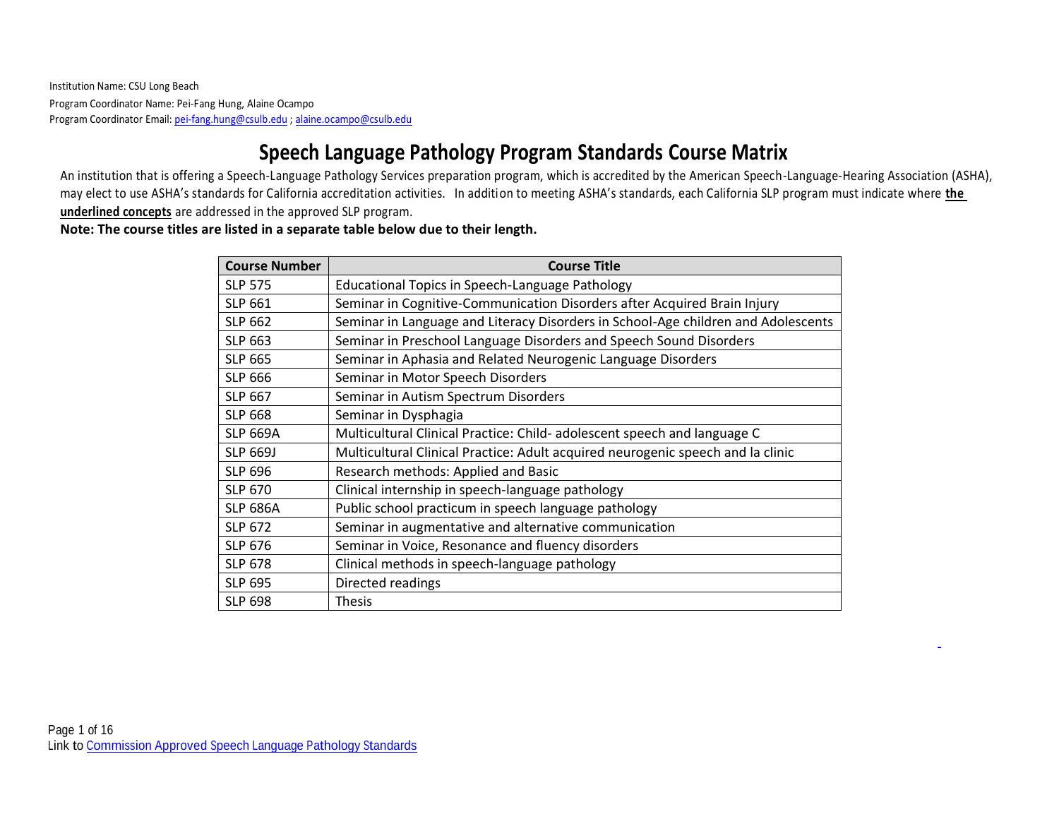Institution Name: CSU Long Beach

Program Coordinator Name: Pei-Fang Hung, Alaine Ocampo

Program Coordinator Email: pei-fang.hung@csulb.edu ; alaine.ocampo@csulb.edu

# Speech Language Pathology Program Standards Course Matrix

An institution that is offering a Speech-Language Pathology Services preparation program, which is accredited by the American Speech-Language-Hearing Association (ASHA), may elect to use ASHA's standards for California accreditation activities. In addition to meeting ASHA's standards, each California SLP program must indicate where **the underlined concepts** are addressed in the approved SLP program.

**Note: The course titles are listed in a separate table below due to their length.**

| Course Number | Course Title |
|---|---|
| SLP 575 | Educational Topics in Speech-Language Pathology |
| SLP 661 | Seminar in Cognitive-Communication Disorders after Acquired Brain Injury |
| SLP 662 | Seminar in Language and Literacy Disorders in School-Age children and Adolescents |
| SLP 663 | Seminar in Preschool Language Disorders and Speech Sound Disorders |
| SLP 665 | Seminar in Aphasia and Related Neurogenic Language Disorders |
| SLP 666 | Seminar in Motor Speech Disorders |
| SLP 667 | Seminar in Autism Spectrum Disorders |
| SLP 668 | Seminar in Dysphagia |
| SLP 669A | Multicultural Clinical Practice: Child- adolescent speech and language C |
| SLP 669J | Multicultural Clinical Practice: Adult acquired neurogenic speech and la clinic |
| SLP 696 | Research methods: Applied and Basic |
| SLP 670 | Clinical internship in speech-language pathology |
| SLP 686A | Public school practicum in speech language pathology |
| SLP 672 | Seminar in augmentative and alternative communication |
| SLP 676 | Seminar in Voice, Resonance and fluency disorders |
| SLP 678 | Clinical methods in speech-language pathology |
| SLP 695 | Directed readings |
| SLP 698 | Thesis |

Link to Commission Approved Speech Language Pathology Standards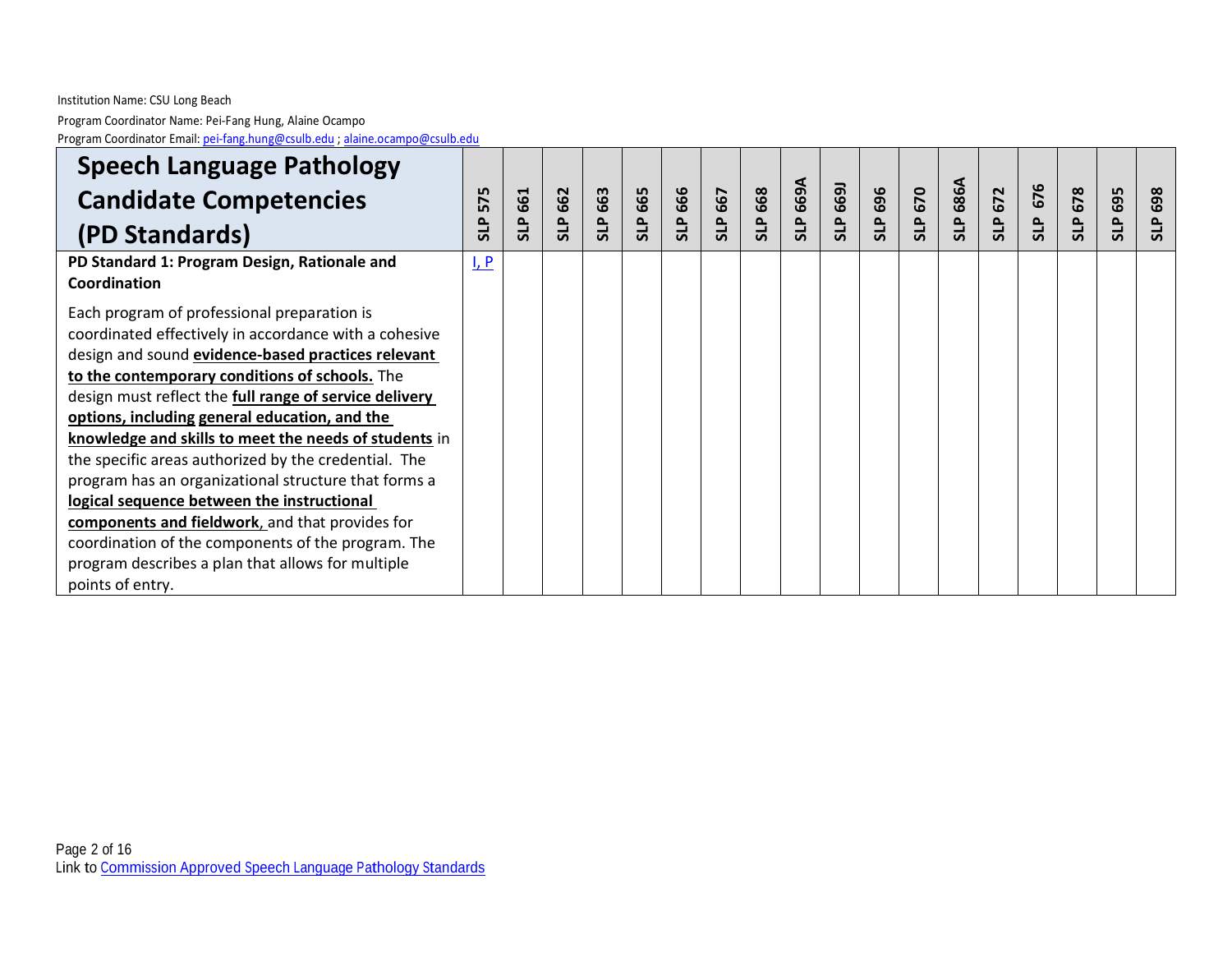Institution Name: CSU Long Beach

Program Coordinator Name: Pei-Fang Hung, Alaine Ocampo

Program Coordinator Email: pei-fang.hung@csulb.edu ; alaine.ocampo@csulb.edu

| **Speech Language Pathology Candidate Competencies (PD Standards)** | **SLP 575** | **SLP 661** | **SLP 662** | **SLP 663** | **SLP 665** | **SLP 666** | **SLP 667** | **SLP 668** | **SLP 669A** | **SLP 669J** | **SLP 696** | **SLP 670** | **SLP 686A** | **SLP 672** | **SLP 676** | **SLP 678** | **SLP 695** | **SLP 698** |
|---|---|---|---|---|---|---|---|---|---|---|---|---|---|---|---|---|---|---|
| **PD Standard 1: Program Design, Rationale and Coordination**<br><br>Each program of professional preparation is coordinated effectively in accordance with a cohesive design and sound **evidence-based practices relevant to the contemporary conditions of schools.** The design must reflect the **full range of service delivery options, including general education, and the knowledge and skills to meet the needs of students** in the specific areas authorized by the credential. The program has an organizational structure that forms a **logical sequence between the instructional components and fieldwork**, and that provides for coordination of the components of the program. The program describes a plan that allows for multiple points of entry. | I, P | | | | | | | | | | | | | | | | | |

Link to Commission Approved Speech Language Pathology Standards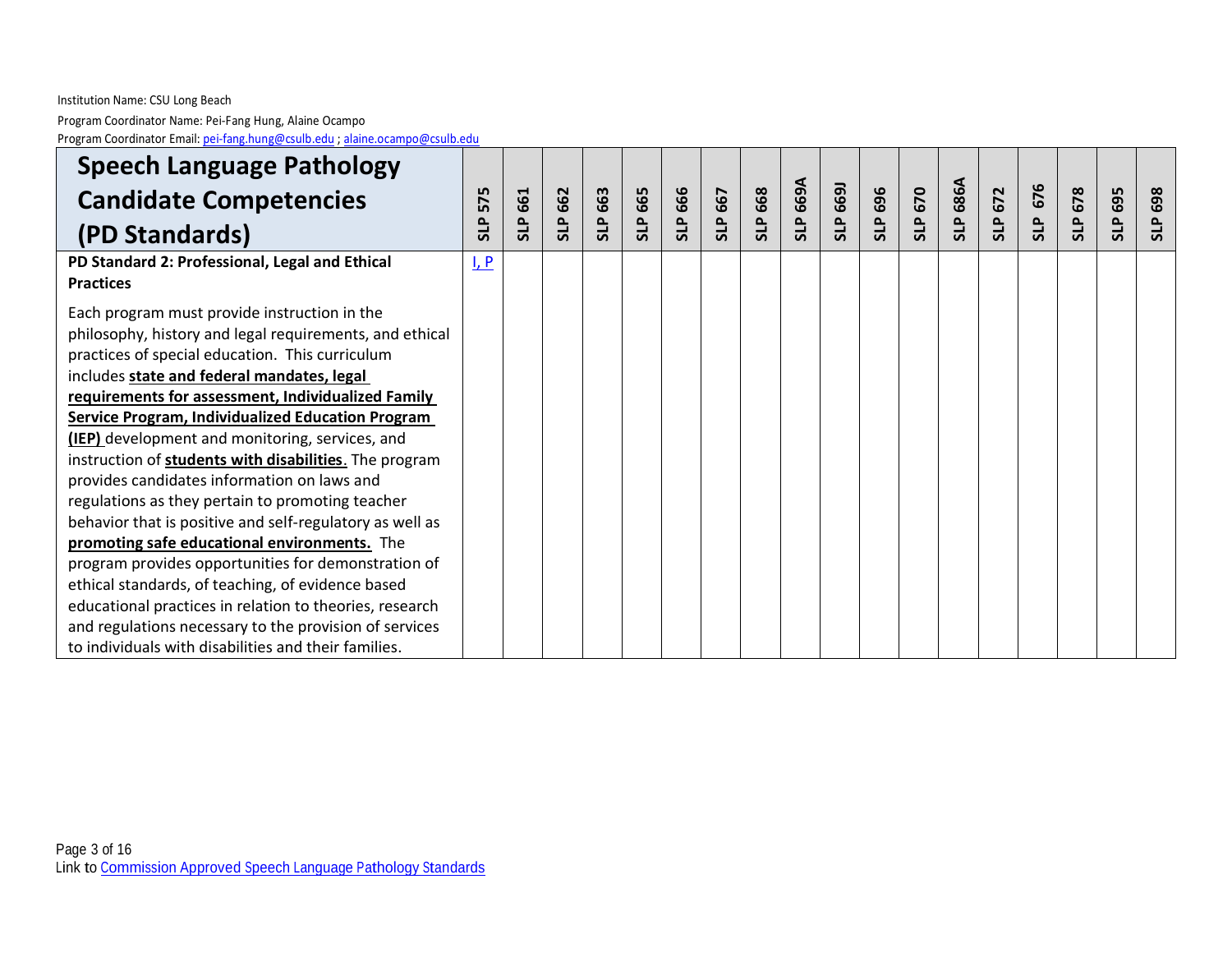Institution Name: CSU Long Beach

Program Coordinator Name: Pei-Fang Hung, Alaine Ocampo

Program Coordinator Email: pei-fang.hung@csulb.edu ; alaine.ocampo@csulb.edu

| Speech Language Pathology Candidate Competencies (PD Standards) | SLP 575 | SLP 661 | SLP 662 | SLP 663 | SLP 665 | SLP 666 | SLP 667 | SLP 668 | SLP 669A | SLP 669J | SLP 696 | SLP 670 | SLP 686A | SLP 672 | SLP 676 | SLP 678 | SLP 695 | SLP 698 |
|---|---|---|---|---|---|---|---|---|---|---|---|---|---|---|---|---|---|---|
| **PD Standard 2: Professional, Legal and Ethical Practices**<br><br>Each program must provide instruction in the philosophy, history and legal requirements, and ethical practices of special education. This curriculum includes **state and federal mandates, legal requirements for assessment, Individualized Family Service Program, Individualized Education Program (IEP)** development and monitoring, services, and instruction of **students with disabilities**. The program provides candidates information on laws and regulations as they pertain to promoting teacher behavior that is positive and self-regulatory as well as **promoting safe educational environments.** The program provides opportunities for demonstration of ethical standards, of teaching, of evidence based educational practices in relation to theories, research and regulations necessary to the provision of services to individuals with disabilities and their families. | I, P | | | | | | | | | | | | | | | | | |

Link to Commission Approved Speech Language Pathology Standards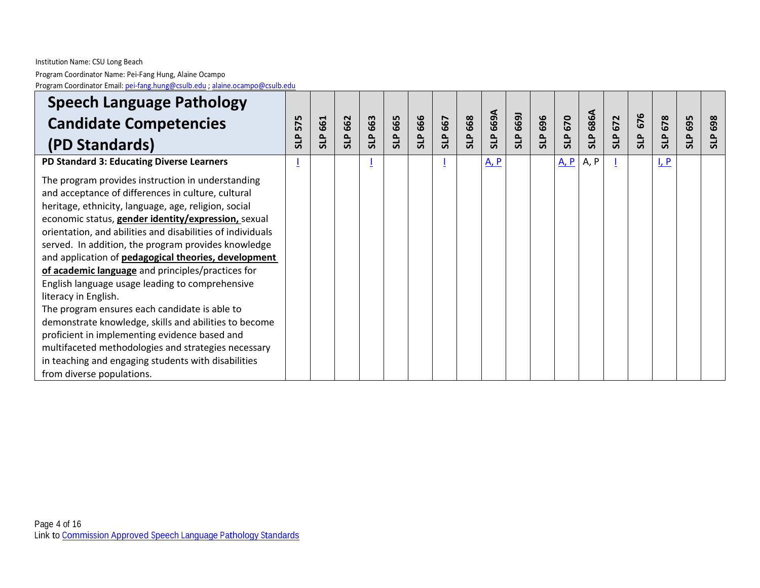Institution Name: CSU Long Beach

Program Coordinator Name: Pei-Fang Hung, Alaine Ocampo

Program Coordinator Email: pei-fang.hung@csulb.edu ; alaine.ocampo@csulb.edu

| **Speech Language Pathology Candidate Competencies (PD Standards)** | **SLP 575** | **SLP 661** | **SLP 662** | **SLP 663** | **SLP 665** | **SLP 666** | **SLP 667** | **SLP 668** | **SLP 669A** | **SLP 669J** | **SLP 696** | **SLP 670** | **SLP 686A** | **SLP 672** | **SLP 676** | **SLP 678** | **SLP 695** | **SLP 698** |
|---|---|---|---|---|---|---|---|---|---|---|---|---|---|---|---|---|---|---|
| **PD Standard 3: Educating Diverse Learners**<br><br>The program provides instruction in understanding and acceptance of differences in culture, cultural heritage, ethnicity, language, age, religion, social economic status, **gender identity/expression,** sexual orientation, and abilities and disabilities of individuals served. In addition, the program provides knowledge and application of **pedagogical theories, development of academic language** and principles/practices for English language usage leading to comprehensive literacy in English.<br>The program ensures each candidate is able to demonstrate knowledge, skills and abilities to become proficient in implementing evidence based and multifaceted methodologies and strategies necessary in teaching and engaging students with disabilities from diverse populations. | I | | | I | | | I | | A, P | | | A, P | A, P | I | | I, P | | |

Link to Commission Approved Speech Language Pathology Standards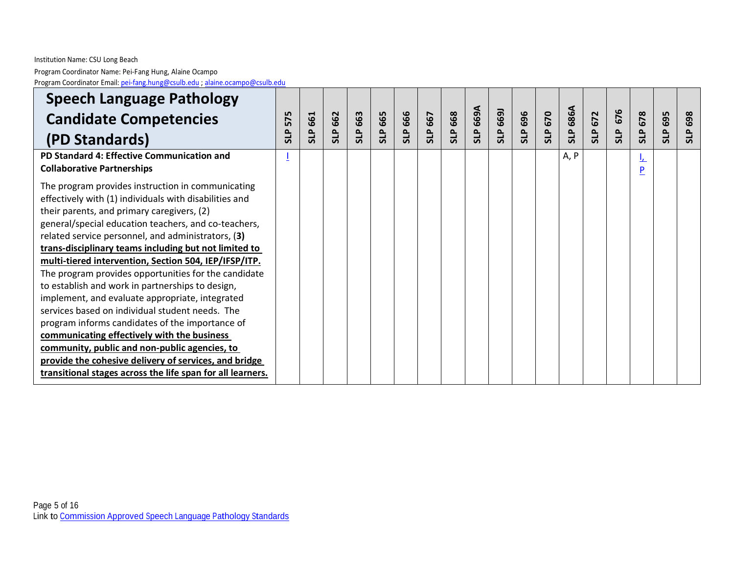Institution Name: CSU Long Beach

Program Coordinator Name: Pei-Fang Hung, Alaine Ocampo

Program Coordinator Email: pei-fang.hung@csulb.edu ; alaine.ocampo@csulb.edu

| Speech Language Pathology Candidate Competencies (PD Standards) | SLP 575 | SLP 661 | SLP 662 | SLP 663 | SLP 665 | SLP 666 | SLP 667 | SLP 668 | SLP 669A | SLP 669J | SLP 696 | SLP 670 | SLP 686A | SLP 672 | SLP 676 | SLP 678 | SLP 695 | SLP 698 |
|---|---|---|---|---|---|---|---|---|---|---|---|---|---|---|---|---|---|---|
| **PD Standard 4: Effective Communication and Collaborative Partnerships**<br><br>The program provides instruction in communicating effectively with (1) individuals with disabilities and their parents, and primary caregivers, (2) general/special education teachers, and co-teachers, related service personnel, and administrators, (**3) trans-disciplinary teams including but not limited to multi-tiered intervention, Section 504, IEP/IFSP/ITP.** The program provides opportunities for the candidate to establish and work in partnerships to design, implement, and evaluate appropriate, integrated services based on individual student needs. The program informs candidates of the importance of **communicating effectively with the business community, public and non-public agencies, to provide the cohesive delivery of services, and bridge transitional stages across the life span for all learners.** | I | | | | | | | | | | | | A, P | | | I, P | | |

Link to Commission Approved Speech Language Pathology Standards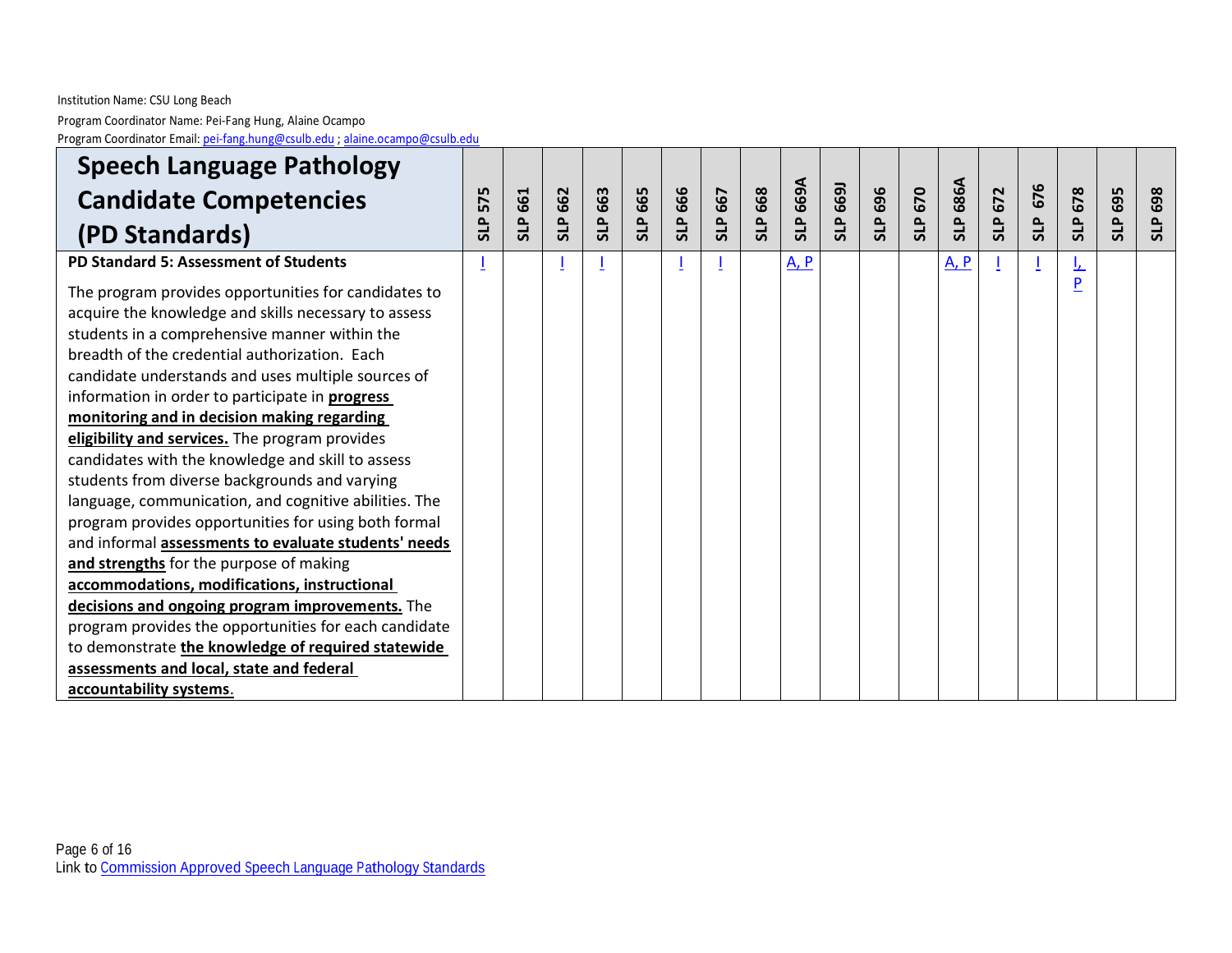Institution Name: CSU Long Beach

Program Coordinator Name: Pei-Fang Hung, Alaine Ocampo

Program Coordinator Email: pei-fang.hung@csulb.edu ; alaine.ocampo@csulb.edu

| Speech Language Pathology Candidate Competencies (PD Standards) | SLP 575 | SLP 661 | SLP 662 | SLP 663 | SLP 665 | SLP 666 | SLP 667 | SLP 668 | SLP 669A | SLP 669J | SLP 696 | SLP 670 | SLP 686A | SLP 672 | SLP 676 | SLP 678 | SLP 695 | SLP 698 |
|---|---|---|---|---|---|---|---|---|---|---|---|---|---|---|---|---|---|---|
| **PD Standard 5: Assessment of Students**<br><br>The program provides opportunities for candidates to acquire the knowledge and skills necessary to assess students in a comprehensive manner within the breadth of the credential authorization. Each candidate understands and uses multiple sources of information in order to participate in **progress monitoring and in decision making regarding eligibility and services.** The program provides candidates with the knowledge and skill to assess students from diverse backgrounds and varying language, communication, and cognitive abilities. The program provides opportunities for using both formal and informal **assessments to evaluate students' needs and strengths** for the purpose of making **accommodations, modifications, instructional decisions and ongoing program improvements.** The program provides the opportunities for each candidate to demonstrate **the knowledge of required statewide assessments and local, state and federal accountability systems**. | I | | I | I | | I | I | | A, P | | | | A, P | I | I | I, P | | |

Link to Commission Approved Speech Language Pathology Standards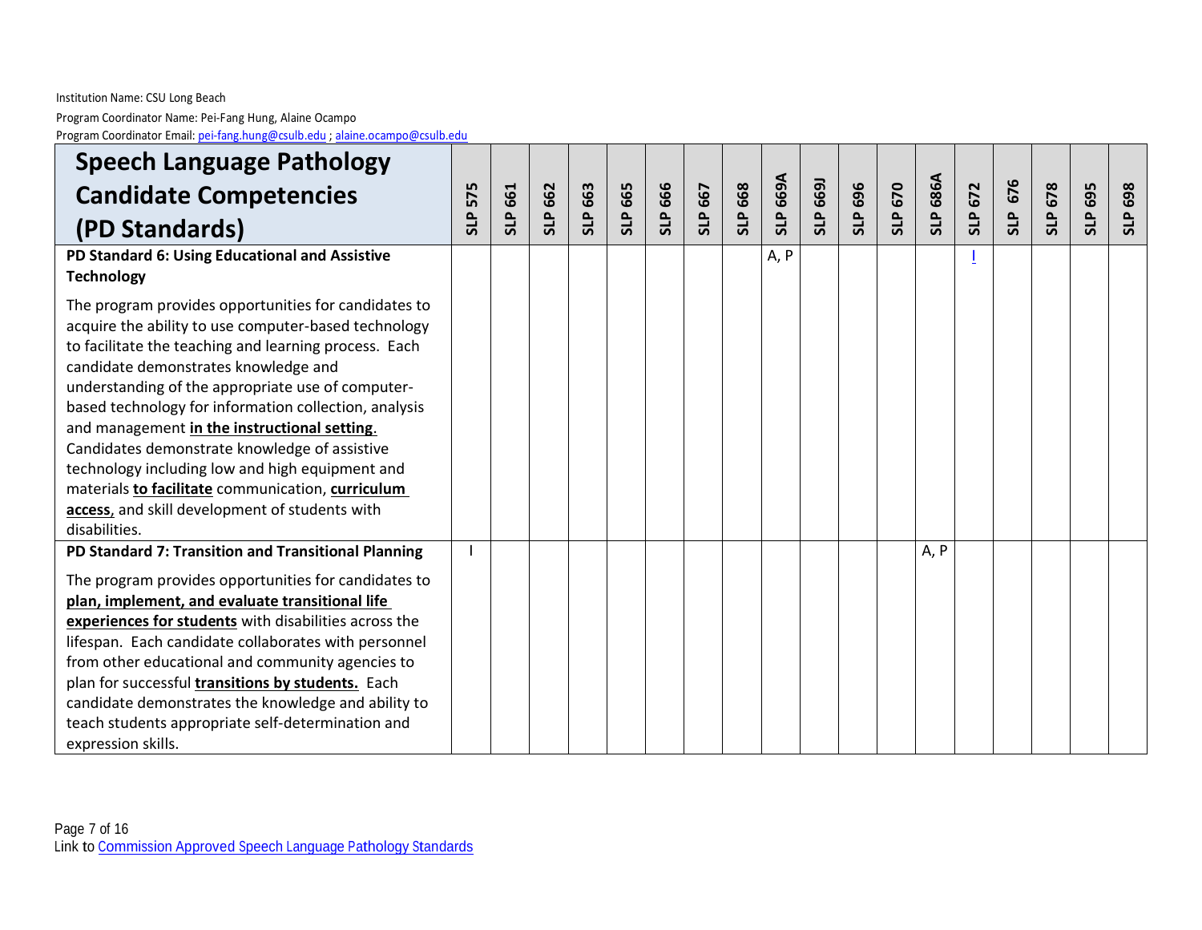Institution Name: CSU Long Beach

Program Coordinator Name: Pei-Fang Hung, Alaine Ocampo

Program Coordinator Email: pei-fang.hung@csulb.edu ; alaine.ocampo@csulb.edu

| Speech Language Pathology Candidate Competencies (PD Standards) | SLP 575 | SLP 661 | SLP 662 | SLP 663 | SLP 665 | SLP 666 | SLP 667 | SLP 668 | SLP 669A | SLP 669J | SLP 696 | SLP 670 | SLP 686A | SLP 672 | SLP 676 | SLP 678 | SLP 695 | SLP 698 |
|---|---|---|---|---|---|---|---|---|---|---|---|---|---|---|---|---|---|---|
| **PD Standard 6: Using Educational and Assistive Technology**<br><br>The program provides opportunities for candidates to acquire the ability to use computer-based technology to facilitate the teaching and learning process. Each candidate demonstrates knowledge and understanding of the appropriate use of computer-based technology for information collection, analysis and management **in the instructional setting**. Candidates demonstrate knowledge of assistive technology including low and high equipment and materials **to facilitate** communication, **curriculum access**, and skill development of students with disabilities. | | | | | | | | | A, P | | | | | I | | | | |
| **PD Standard 7: Transition and Transitional Planning**<br><br>The program provides opportunities for candidates to **plan, implement, and evaluate transitional life experiences for students** with disabilities across the lifespan. Each candidate collaborates with personnel from other educational and community agencies to plan for successful **transitions by students.** Each candidate demonstrates the knowledge and ability to teach students appropriate self-determination and expression skills. | I | | | | | | | | | | | | A, P | | | | | |

Link to Commission Approved Speech Language Pathology Standards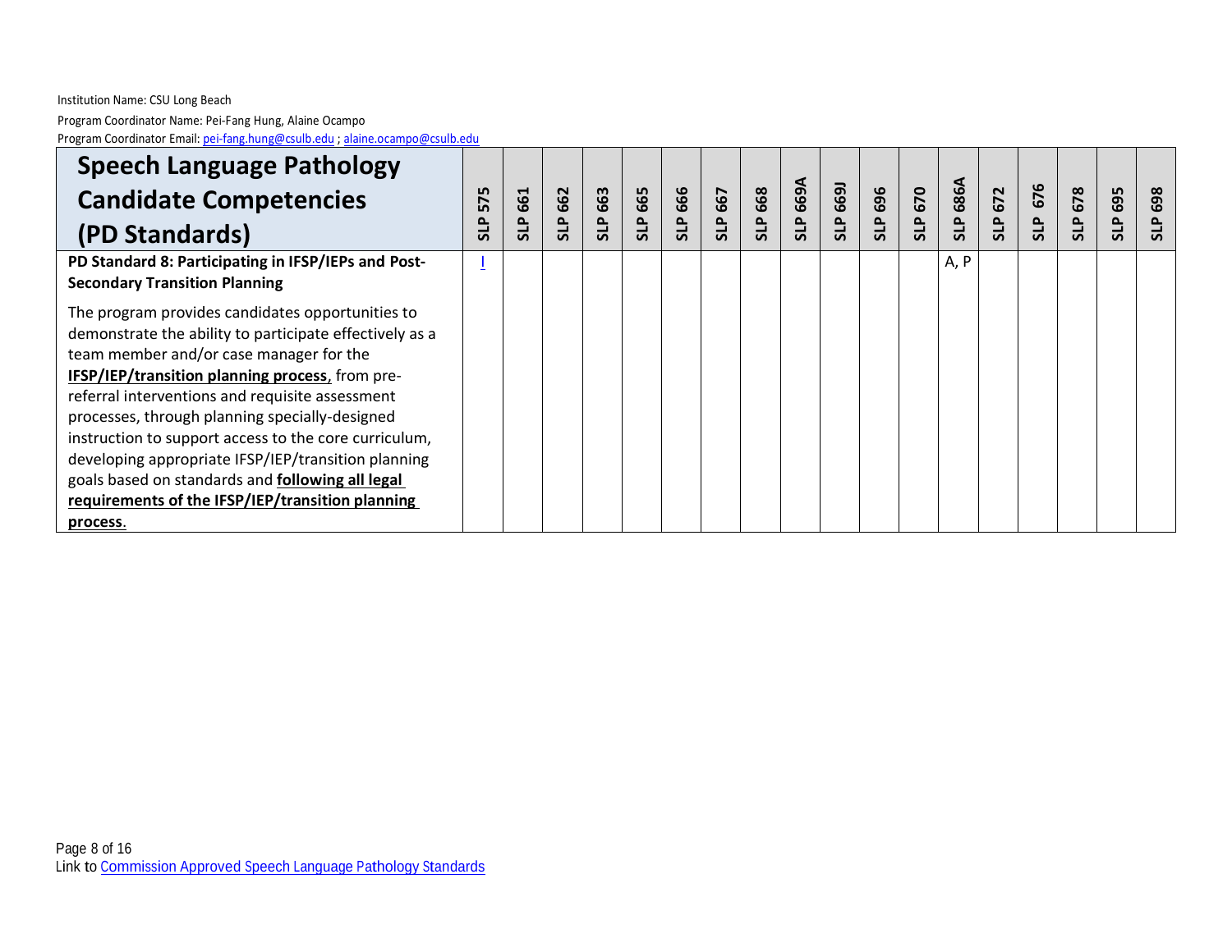Institution Name: CSU Long Beach

Program Coordinator Name: Pei-Fang Hung, Alaine Ocampo

Program Coordinator Email: pei-fang.hung@csulb.edu ; alaine.ocampo@csulb.edu

| Speech Language Pathology Candidate Competencies (PD Standards) | SLP 575 | SLP 661 | SLP 662 | SLP 663 | SLP 665 | SLP 666 | SLP 667 | SLP 668 | SLP 669A | SLP 669J | SLP 696 | SLP 670 | SLP 686A | SLP 672 | SLP 676 | SLP 678 | SLP 695 | SLP 698 |
|---|---|---|---|---|---|---|---|---|---|---|---|---|---|---|---|---|---|---|
| **PD Standard 8: Participating in IFSP/IEPs and Post-Secondary Transition Planning**<br><br>The program provides candidates opportunities to demonstrate the ability to participate effectively as a team member and/or case manager for the **IFSP/IEP/transition planning process**, from pre-referral interventions and requisite assessment processes, through planning specially-designed instruction to support access to the core curriculum, developing appropriate IFSP/IEP/transition planning goals based on standards and **following all legal requirements of the IFSP/IEP/transition planning process**. | I | | | | | | | | | | | | A, P | | | | | |

Link to Commission Approved Speech Language Pathology Standards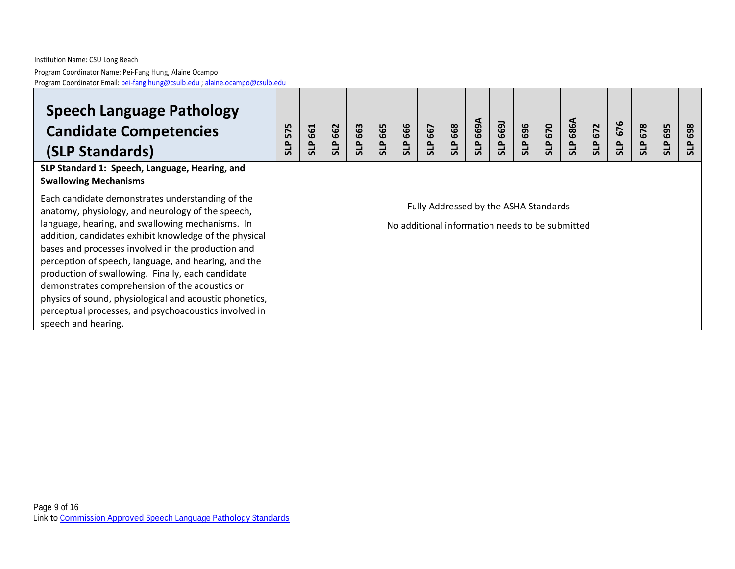Institution Name: CSU Long Beach

Program Coordinator Name: Pei-Fang Hung, Alaine Ocampo

Program Coordinator Email: pei-fang.hung@csulb.edu ; alaine.ocampo@csulb.edu

| **Speech Language Pathology Candidate Competencies (SLP Standards)** | **SLP 575** | **SLP 661** | **SLP 662** | **SLP 663** | **SLP 665** | **SLP 666** | **SLP 667** | **SLP 668** | **SLP 669A** | **SLP 669J** | **SLP 696** | **SLP 670** | **SLP 686A** | **SLP 672** | **SLP 676** | **SLP 678** | **SLP 695** | **SLP 698** |
|---|---|---|---|---|---|---|---|---|---|---|---|---|---|---|---|---|---|---|
| **SLP Standard 1: Speech, Language, Hearing, and Swallowing Mechanisms**<br><br>Each candidate demonstrates understanding of the anatomy, physiology, and neurology of the speech, language, hearing, and swallowing mechanisms. In addition, candidates exhibit knowledge of the physical bases and processes involved in the production and perception of speech, language, and hearing, and the production of swallowing. Finally, each candidate demonstrates comprehension of the acoustics or physics of sound, physiological and acoustic phonetics, perceptual processes, and psychoacoustics involved in speech and hearing. | Fully Addressed by the ASHA Standards<br><br>No additional information needs to be submitted | | | | | | | | | | | | | | | | | |

Link to Commission Approved Speech Language Pathology Standards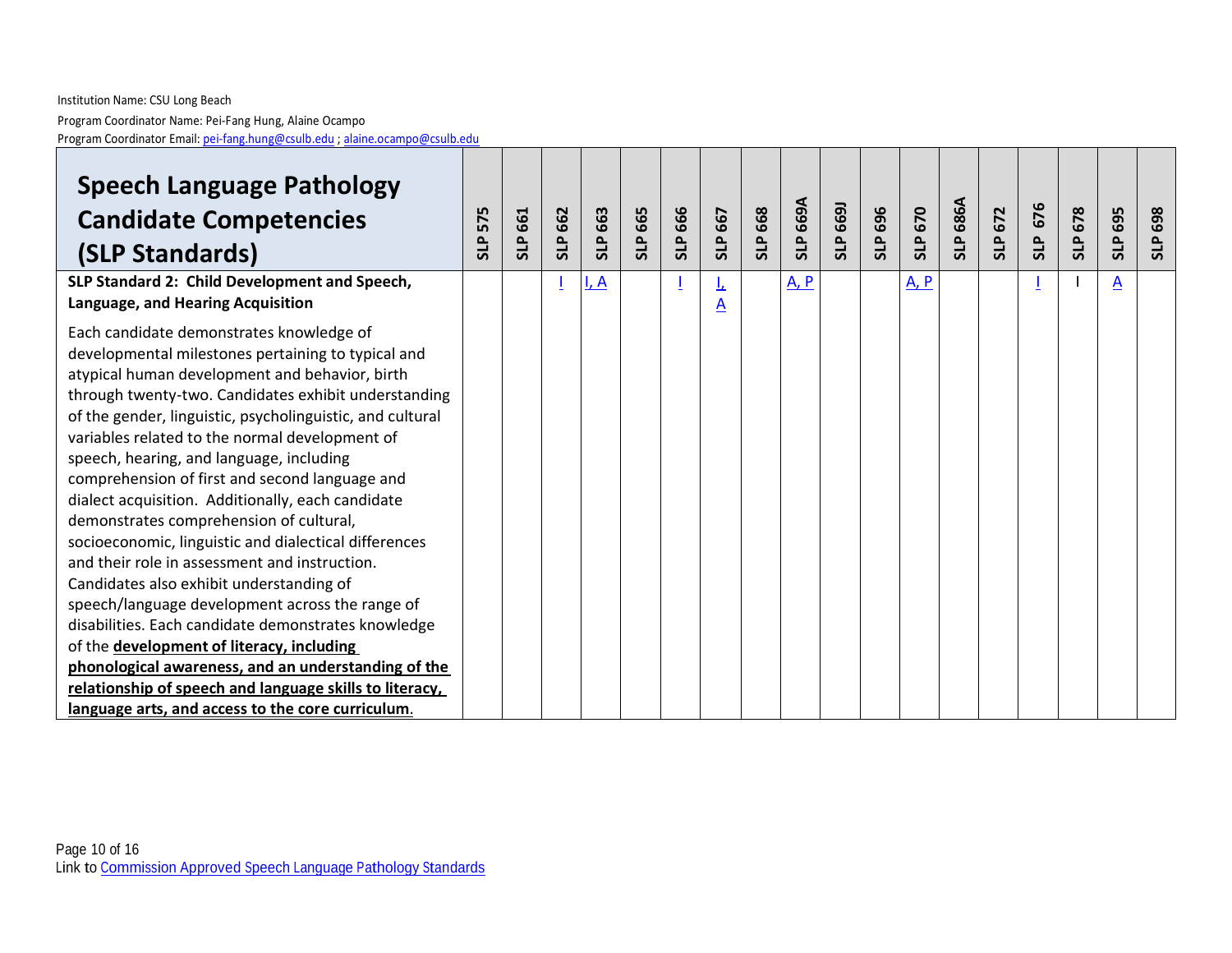Institution Name: CSU Long Beach

Program Coordinator Name: Pei-Fang Hung, Alaine Ocampo

Program Coordinator Email: pei-fang.hung@csulb.edu ; alaine.ocampo@csulb.edu

| **Speech Language Pathology Candidate Competencies (SLP Standards)** | SLP 575 | SLP 661 | SLP 662 | SLP 663 | SLP 665 | SLP 666 | SLP 667 | SLP 668 | SLP 669A | SLP 669J | SLP 696 | SLP 670 | SLP 686A | SLP 672 | SLP 676 | SLP 678 | SLP 695 | SLP 698 |
|---|---|---|---|---|---|---|---|---|---|---|---|---|---|---|---|---|---|---|
| **SLP Standard 2: Child Development and Speech, Language, and Hearing Acquisition**<br><br>Each candidate demonstrates knowledge of developmental milestones pertaining to typical and atypical human development and behavior, birth through twenty-two. Candidates exhibit understanding of the gender, linguistic, psycholinguistic, and cultural variables related to the normal development of speech, hearing, and language, including comprehension of first and second language and dialect acquisition. Additionally, each candidate demonstrates comprehension of cultural, socioeconomic, linguistic and dialectical differences and their role in assessment and instruction. Candidates also exhibit understanding of speech/language development across the range of disabilities. Each candidate demonstrates knowledge of the **development of literacy, including phonological awareness, and an understanding of the relationship of speech and language skills to literacy, language arts, and access to the core curriculum**. | | | I | I, A | | I | I, A | | A, P | | | A, P | | | I | I | A | |

Link to Commission Approved Speech Language Pathology Standards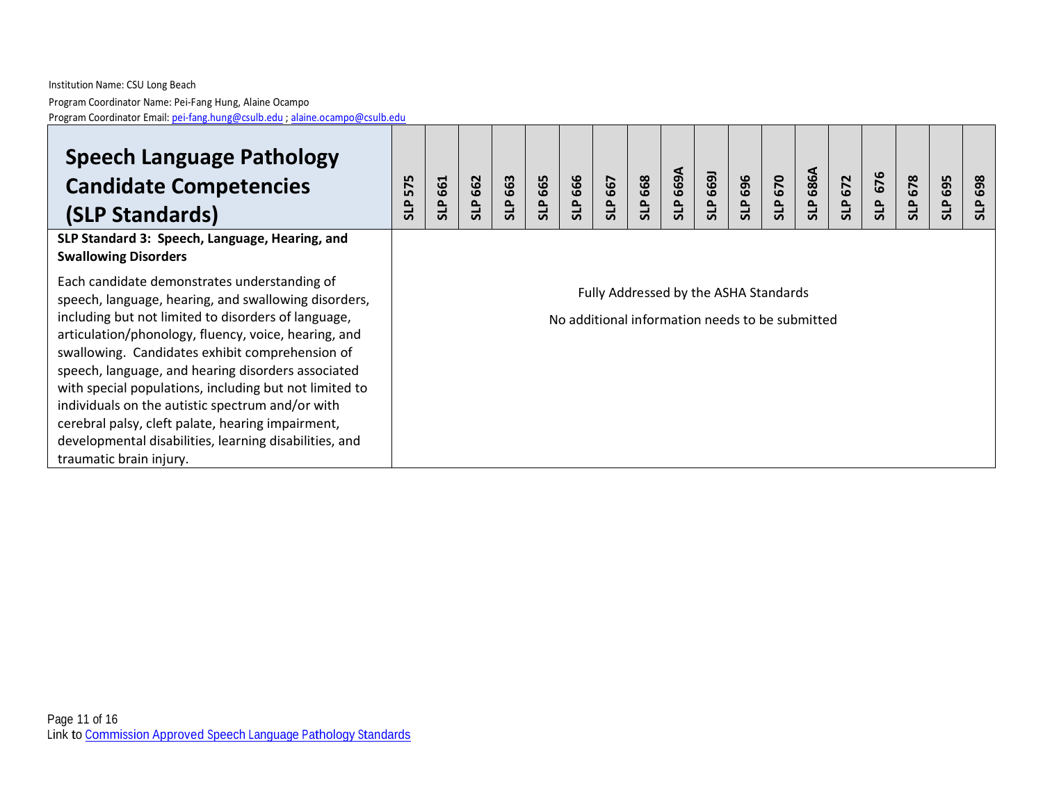Institution Name: CSU Long Beach

Program Coordinator Name: Pei-Fang Hung, Alaine Ocampo

Program Coordinator Email: pei-fang.hung@csulb.edu ; alaine.ocampo@csulb.edu

| Speech Language Pathology Candidate Competencies (SLP Standards) | SLP 575 | SLP 661 | SLP 662 | SLP 663 | SLP 665 | SLP 666 | SLP 667 | SLP 668 | SLP 669A | SLP 669J | SLP 696 | SLP 670 | SLP 686A | SLP 672 | SLP 676 | SLP 678 | SLP 695 | SLP 698 |
|---|---|---|---|---|---|---|---|---|---|---|---|---|---|---|---|---|---|---|
| **SLP Standard 3: Speech, Language, Hearing, and Swallowing Disorders**<br><br>Each candidate demonstrates understanding of speech, language, hearing, and swallowing disorders, including but not limited to disorders of language, articulation/phonology, fluency, voice, hearing, and swallowing. Candidates exhibit comprehension of speech, language, and hearing disorders associated with special populations, including but not limited to individuals on the autistic spectrum and/or with cerebral palsy, cleft palate, hearing impairment, developmental disabilities, learning disabilities, and traumatic brain injury. | Fully Addressed by the ASHA Standards<br><br>No additional information needs to be submitted | | | | | | | | | | | | | | | | | |

Link to Commission Approved Speech Language Pathology Standards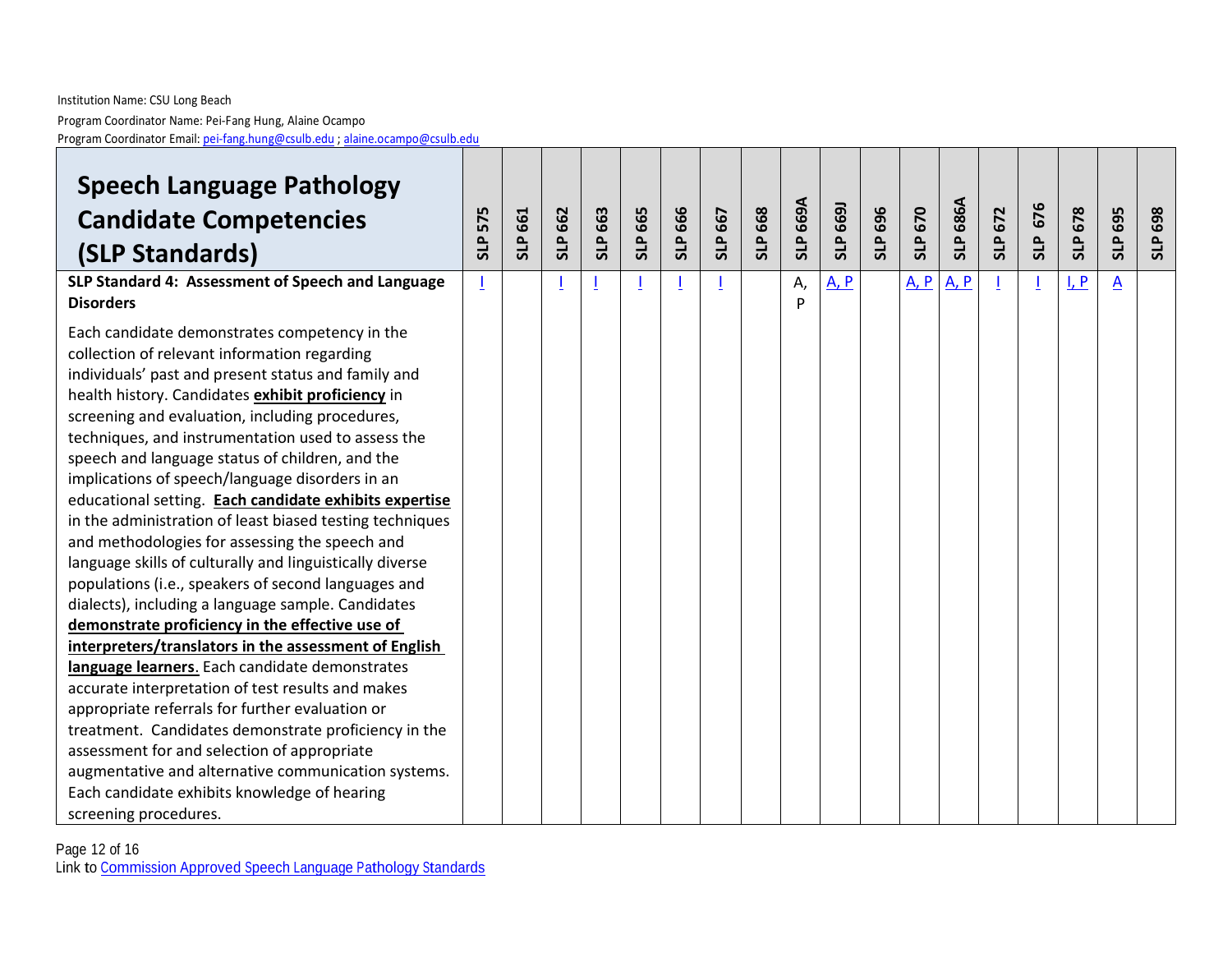Institution Name: CSU Long Beach

Program Coordinator Name: Pei-Fang Hung, Alaine Ocampo

Program Coordinator Email: pei-fang.hung@csulb.edu ; alaine.ocampo@csulb.edu

| Speech Language Pathology Candidate Competencies (SLP Standards) | SLP 575 | SLP 661 | SLP 662 | SLP 663 | SLP 665 | SLP 666 | SLP 667 | SLP 668 | SLP 669A | SLP 669J | SLP 696 | SLP 670 | SLP 686A | SLP 672 | SLP 676 | SLP 678 | SLP 695 | SLP 698 |
|---|---|---|---|---|---|---|---|---|---|---|---|---|---|---|---|---|---|---|
| **SLP Standard 4: Assessment of Speech and Language Disorders**<br><br>Each candidate demonstrates competency in the collection of relevant information regarding individuals' past and present status and family and health history. Candidates **exhibit proficiency** in screening and evaluation, including procedures, techniques, and instrumentation used to assess the speech and language status of children, and the implications of speech/language disorders in an educational setting. **Each candidate exhibits expertise** in the administration of least biased testing techniques and methodologies for assessing the speech and language skills of culturally and linguistically diverse populations (i.e., speakers of second languages and dialects), including a language sample. Candidates **demonstrate proficiency in the effective use of interpreters/translators in the assessment of English language learners**. Each candidate demonstrates accurate interpretation of test results and makes appropriate referrals for further evaluation or treatment. Candidates demonstrate proficiency in the assessment for and selection of appropriate augmentative and alternative communication systems. Each candidate exhibits knowledge of hearing screening procedures. | I | | I | I | I | I | I | | A, P | A, P | | A, P | A, P | I | I | I, P | A | |

Link to Commission Approved Speech Language Pathology Standards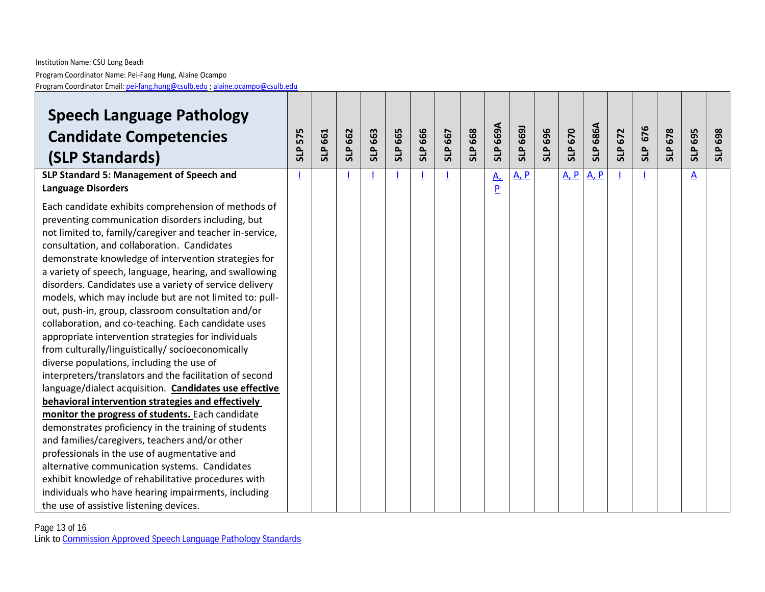Institution Name: CSU Long Beach

Program Coordinator Name: Pei-Fang Hung, Alaine Ocampo

Program Coordinator Email: pei-fang.hung@csulb.edu ; alaine.ocampo@csulb.edu

| **Speech Language Pathology Candidate Competencies (SLP Standards)** | SLP 575 | SLP 661 | SLP 662 | SLP 663 | SLP 665 | SLP 666 | SLP 667 | SLP 668 | SLP 669A | SLP 669J | SLP 696 | SLP 670 | SLP 686A | SLP 672 | SLP 676 | SLP 678 | SLP 695 | SLP 698 |
|---|---|---|---|---|---|---|---|---|---|---|---|---|---|---|---|---|---|---|
| **SLP Standard 5: Management of Speech and Language Disorders**<br><br>Each candidate exhibits comprehension of methods of preventing communication disorders including, but not limited to, family/caregiver and teacher in-service, consultation, and collaboration. Candidates demonstrate knowledge of intervention strategies for a variety of speech, language, hearing, and swallowing disorders. Candidates use a variety of service delivery models, which may include but are not limited to: pull-out, push-in, group, classroom consultation and/or collaboration, and co-teaching. Each candidate uses appropriate intervention strategies for individuals from culturally/linguistically/ socioeconomically diverse populations, including the use of interpreters/translators and the facilitation of second language/dialect acquisition. <u>**Candidates use effective behavioral intervention strategies and effectively monitor the progress of students.**</u> Each candidate demonstrates proficiency in the training of students and families/caregivers, teachers and/or other professionals in the use of augmentative and alternative communication systems. Candidates exhibit knowledge of rehabilitative procedures with individuals who have hearing impairments, including the use of assistive listening devices. | I | | I | I | I | I | I | | A, P | A, P | | A, P | A, P | I | I | | A | |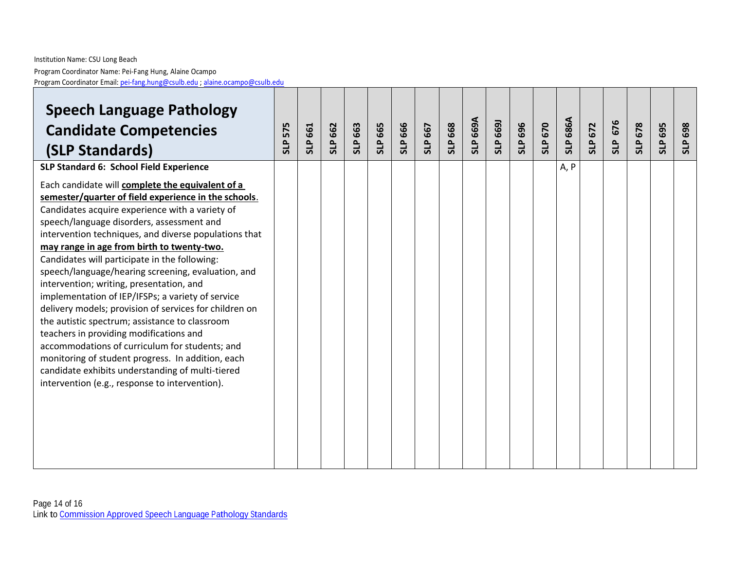Institution Name: CSU Long Beach

Program Coordinator Name: Pei-Fang Hung, Alaine Ocampo

Program Coordinator Email: pei-fang.hung@csulb.edu ; alaine.ocampo@csulb.edu

| Speech Language Pathology Candidate Competencies (SLP Standards) | SLP 575 | SLP 661 | SLP 662 | SLP 663 | SLP 665 | SLP 666 | SLP 667 | SLP 668 | SLP 669A | SLP 669J | SLP 696 | SLP 670 | SLP 686A | SLP 672 | SLP 676 | SLP 678 | SLP 695 | SLP 698 |
|---|---|---|---|---|---|---|---|---|---|---|---|---|---|---|---|---|---|---|
| **SLP Standard 6: School Field Experience**<br><br>Each candidate will **complete the equivalent of a semester/quarter of field experience in the schools**. Candidates acquire experience with a variety of speech/language disorders, assessment and intervention techniques, and diverse populations that **may range in age from birth to twenty-two.** Candidates will participate in the following: speech/language/hearing screening, evaluation, and intervention; writing, presentation, and implementation of IEP/IFSPs; a variety of service delivery models; provision of services for children on the autistic spectrum; assistance to classroom teachers in providing modifications and accommodations of curriculum for students; and monitoring of student progress. In addition, each candidate exhibits understanding of multi-tiered intervention (e.g., response to intervention). | | | | | | | | | | | | | A, P | | | | | |

Link to Commission Approved Speech Language Pathology Standards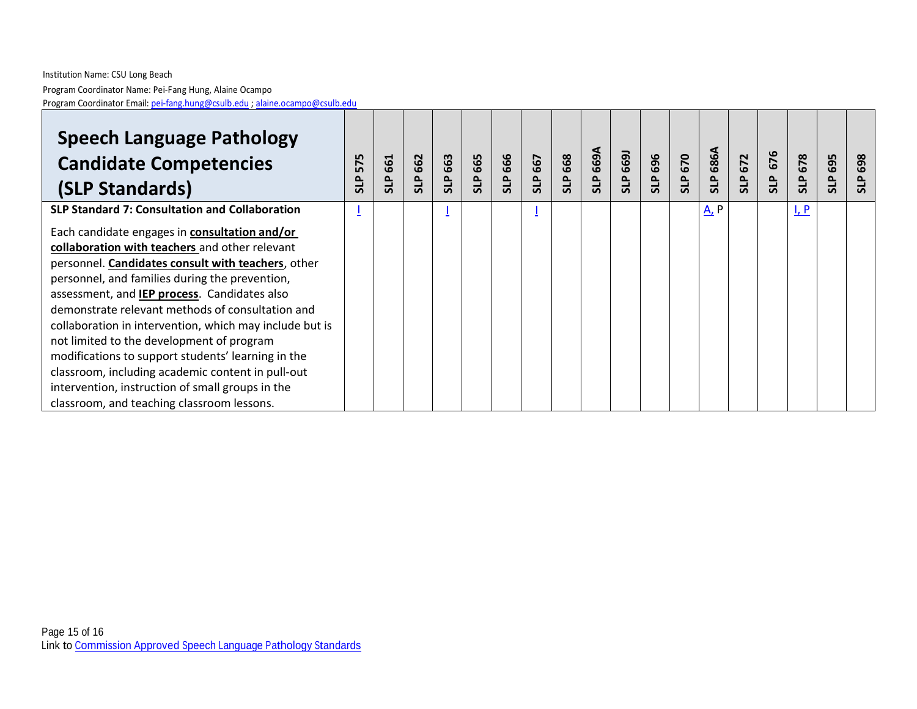Institution Name: CSU Long Beach

Program Coordinator Name: Pei-Fang Hung, Alaine Ocampo

Program Coordinator Email: pei-fang.hung@csulb.edu ; alaine.ocampo@csulb.edu

| Speech Language Pathology Candidate Competencies (SLP Standards) | SLP 575 | SLP 661 | SLP 662 | SLP 663 | SLP 665 | SLP 666 | SLP 667 | SLP 668 | SLP 669A | SLP 669J | SLP 696 | SLP 670 | SLP 686A | SLP 672 | SLP 676 | SLP 678 | SLP 695 | SLP 698 |
|---|---|---|---|---|---|---|---|---|---|---|---|---|---|---|---|---|---|---|
| **SLP Standard 7: Consultation and Collaboration**<br><br>Each candidate engages in **consultation and/or collaboration with teachers** and other relevant personnel. **Candidates consult with teachers**, other personnel, and families during the prevention, assessment, and **IEP process**. Candidates also demonstrate relevant methods of consultation and collaboration in intervention, which may include but is not limited to the development of program modifications to support students' learning in the classroom, including academic content in pull-out intervention, instruction of small groups in the classroom, and teaching classroom lessons. | I | | | I | | | I | | | | | | A, P | | | I, P | | |

Link to Commission Approved Speech Language Pathology Standards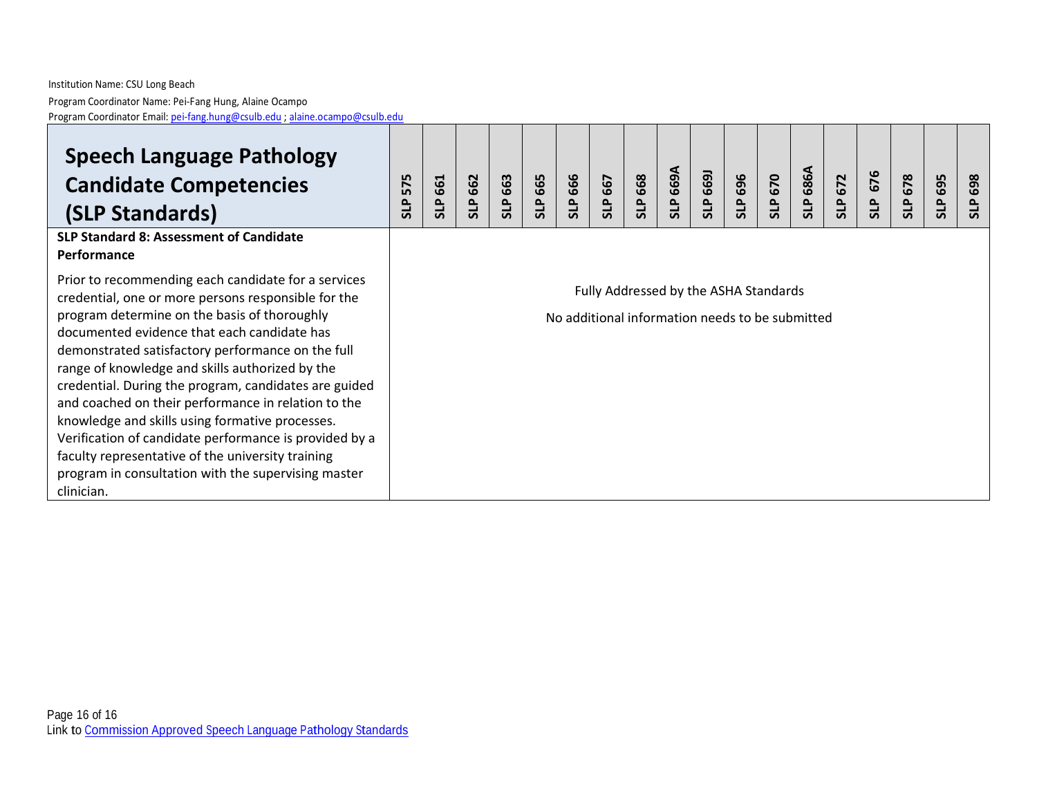Institution Name: CSU Long Beach

Program Coordinator Name: Pei-Fang Hung, Alaine Ocampo

Program Coordinator Email: pei-fang.hung@csulb.edu ; alaine.ocampo@csulb.edu

| Speech Language Pathology Candidate Competencies (SLP Standards) | SLP 575 | SLP 661 | SLP 662 | SLP 663 | SLP 665 | SLP 666 | SLP 667 | SLP 668 | SLP 669A | SLP 669J | SLP 696 | SLP 670 | SLP 686A | SLP 672 | SLP 676 | SLP 678 | SLP 695 | SLP 698 |
|---|---|---|---|---|---|---|---|---|---|---|---|---|---|---|---|---|---|---|
| **SLP Standard 8: Assessment of Candidate Performance**<br><br>Prior to recommending each candidate for a services credential, one or more persons responsible for the program determine on the basis of thoroughly documented evidence that each candidate has demonstrated satisfactory performance on the full range of knowledge and skills authorized by the credential. During the program, candidates are guided and coached on their performance in relation to the knowledge and skills using formative processes. Verification of candidate performance is provided by a faculty representative of the university training program in consultation with the supervising master clinician. | Fully Addressed by the ASHA Standards<br><br>No additional information needs to be submitted | | | | | | | | | | | | | | | | | |

Link to Commission Approved Speech Language Pathology Standards